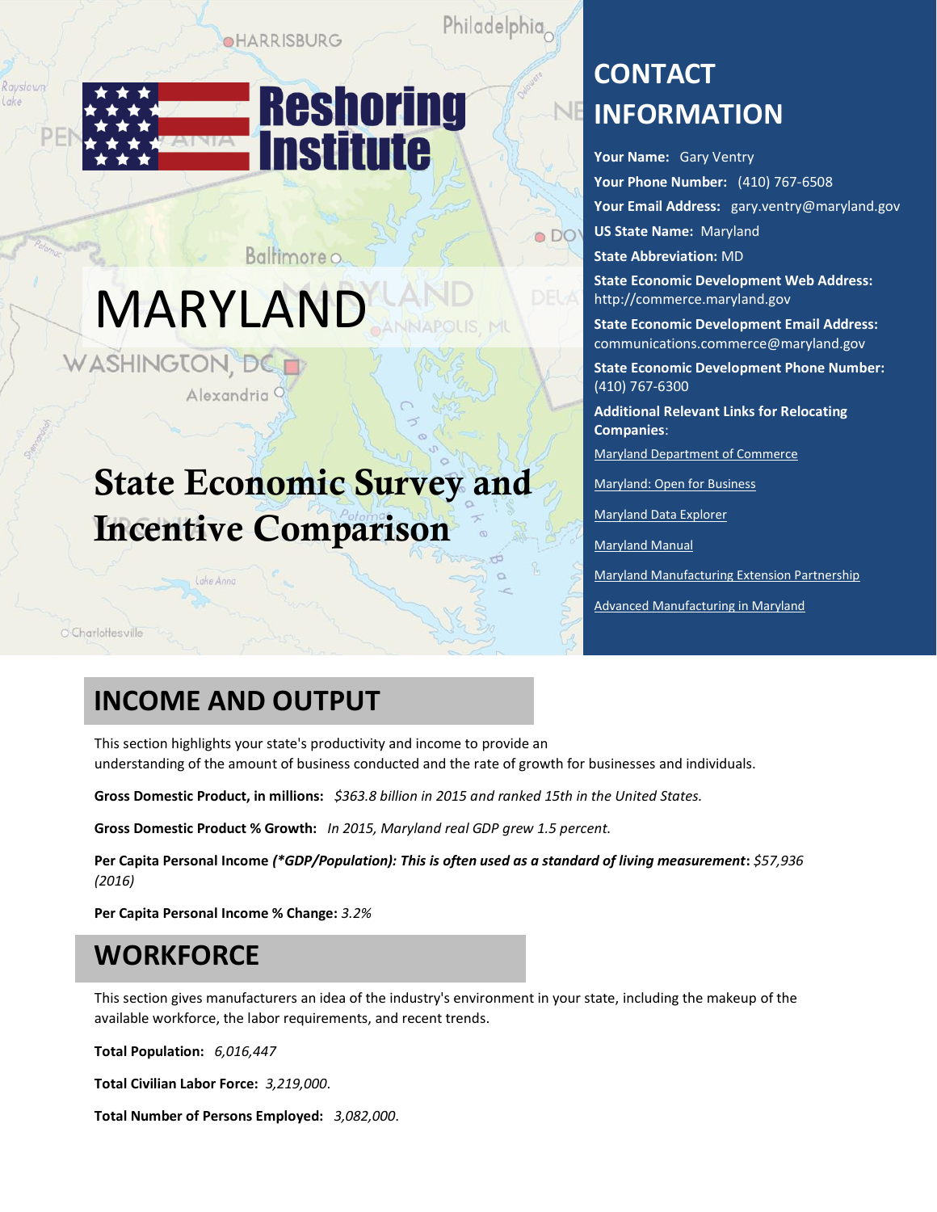# Reshoring Institute

# MARYLAND

## State Economic Survey and Incentive Comparison

## CONTACT INFORMATION

**Your Name:** Gary Ventry

**Your Phone Number:** (410) 767-6508

**Your Email Address:** gary.ventry@maryland.gov

**US State Name:** Maryland

**State Abbreviation:** MD

**State Economic Development Web Address:** http://commerce.maryland.gov

**State Economic Development Email Address:** communications.commerce@maryland.gov

**State Economic Development Phone Number:** (410) 767-6300

**Additional Relevant Links for Relocating Companies**:

Maryland Department of Commerce

Maryland: Open for Business

Maryland Data Explorer

Maryland Manual

Maryland Manufacturing Extension Partnership

Advanced Manufacturing in Maryland

## INCOME AND OUTPUT

This section highlights your state's productivity and income to provide an understanding of the amount of business conducted and the rate of growth for businesses and individuals.

**Gross Domestic Product, in millions:** *$363.8 billion in 2015 and ranked 15th in the United States.*

**Gross Domestic Product % Growth:** *In 2015, Maryland real GDP grew 1.5 percent.*

**Per Capita Personal Income *(*GDP/Population): This is often used as a standard of living measurement*:** *$57,936 (2016)*

**Per Capita Personal Income % Change:** *3.2%*

## WORKFORCE

This section gives manufacturers an idea of the industry's environment in your state, including the makeup of the available workforce, the labor requirements, and recent trends.

**Total Population:** *6,016,447*

**Total Civilian Labor Force:** *3,219,000.*

**Total Number of Persons Employed:** *3,082,000.*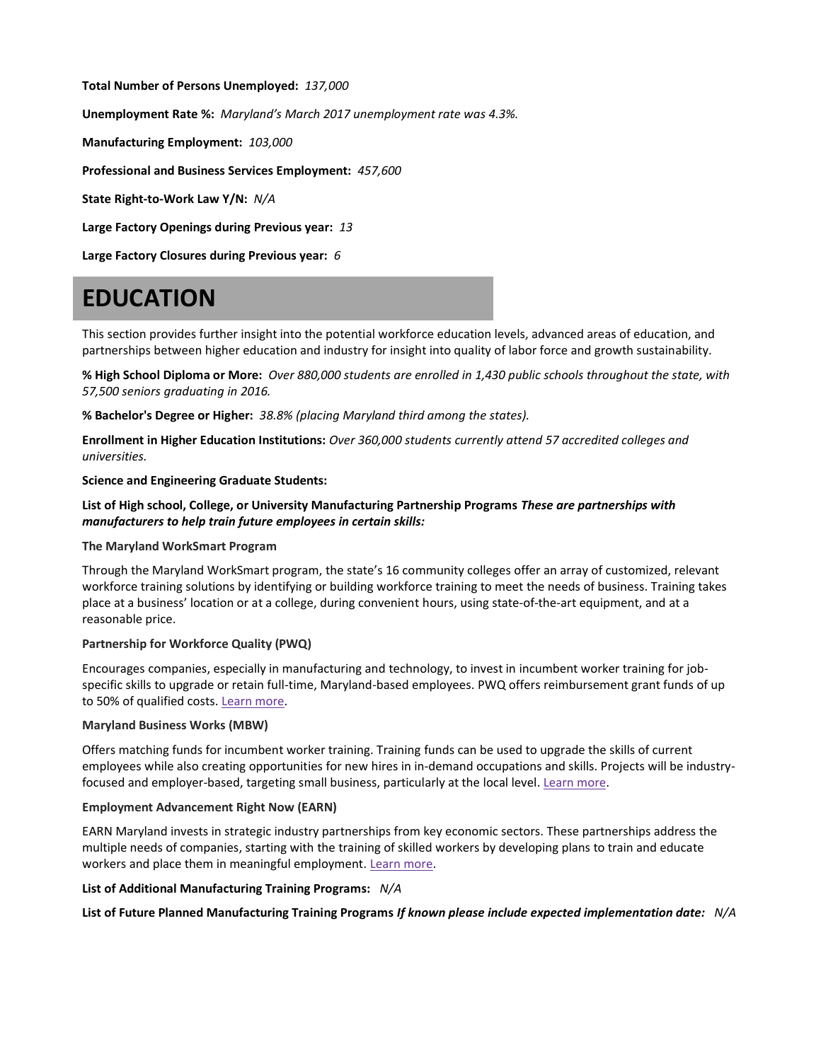**Total Number of Persons Unemployed:** *137,000*

**Unemployment Rate %:** *Maryland's March 2017 unemployment rate was 4.3%.*

**Manufacturing Employment:** *103,000*

**Professional and Business Services Employment:** *457,600*

**State Right-to-Work Law Y/N:** *N/A*

**Large Factory Openings during Previous year:** *13*

**Large Factory Closures during Previous year:** *6*

# EDUCATION

This section provides further insight into the potential workforce education levels, advanced areas of education, and partnerships between higher education and industry for insight into quality of labor force and growth sustainability.

**% High School Diploma or More:** *Over 880,000 students are enrolled in 1,430 public schools throughout the state, with 57,500 seniors graduating in 2016.*

**% Bachelor's Degree or Higher:** *38.8% (placing Maryland third among the states).*

**Enrollment in Higher Education Institutions:** *Over 360,000 students currently attend 57 accredited colleges and universities.*

**Science and Engineering Graduate Students:**

**List of High school, College, or University Manufacturing Partnership Programs** ***These are partnerships with manufacturers to help train future employees in certain skills:***

**The Maryland WorkSmart Program**

Through the Maryland WorkSmart program, the state's 16 community colleges offer an array of customized, relevant workforce training solutions by identifying or building workforce training to meet the needs of business. Training takes place at a business' location or at a college, during convenient hours, using state-of-the-art equipment, and at a reasonable price.

**Partnership for Workforce Quality (PWQ)**

Encourages companies, especially in manufacturing and technology, to invest in incumbent worker training for job-specific skills to upgrade or retain full-time, Maryland-based employees. PWQ offers reimbursement grant funds of up to 50% of qualified costs. Learn more.

**Maryland Business Works (MBW)**

Offers matching funds for incumbent worker training. Training funds can be used to upgrade the skills of current employees while also creating opportunities for new hires in in-demand occupations and skills. Projects will be industry-focused and employer-based, targeting small business, particularly at the local level. Learn more.

**Employment Advancement Right Now (EARN)**

EARN Maryland invests in strategic industry partnerships from key economic sectors. These partnerships address the multiple needs of companies, starting with the training of skilled workers by developing plans to train and educate workers and place them in meaningful employment. Learn more.

**List of Additional Manufacturing Training Programs:** *N/A*

**List of Future Planned Manufacturing Training Programs** ***If known please include expected implementation date:*** *N/A*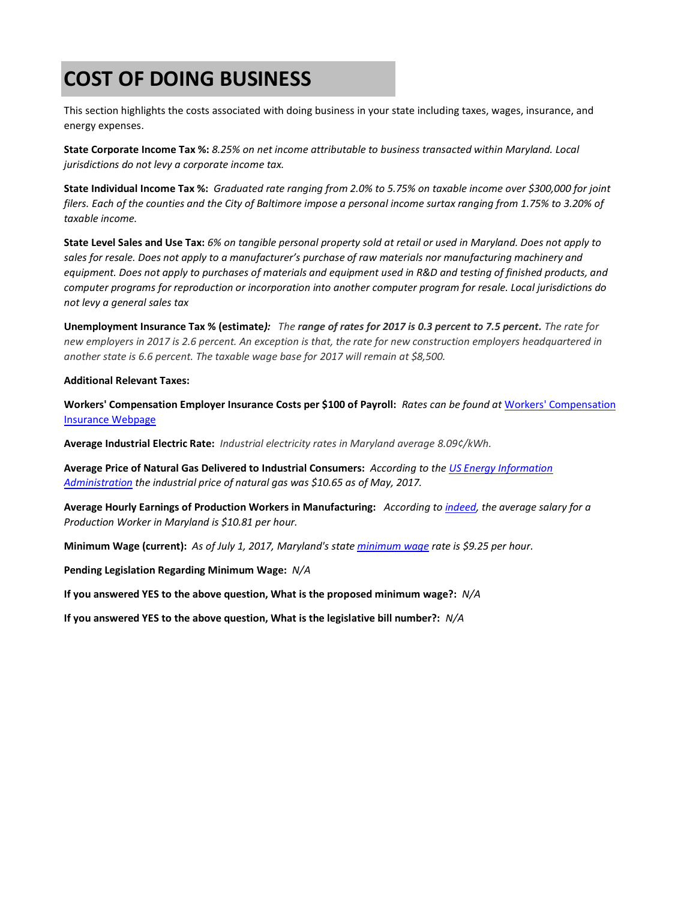# COST OF DOING BUSINESS

This section highlights the costs associated with doing business in your state including taxes, wages, insurance, and energy expenses.

**State Corporate Income Tax %:** *8.25% on net income attributable to business transacted within Maryland. Local jurisdictions do not levy a corporate income tax.*

**State Individual Income Tax %:** *Graduated rate ranging from 2.0% to 5.75% on taxable income over $300,000 for joint filers. Each of the counties and the City of Baltimore impose a personal income surtax ranging from 1.75% to 3.20% of taxable income.*

**State Level Sales and Use Tax:** *6% on tangible personal property sold at retail or used in Maryland. Does not apply to sales for resale. Does not apply to a manufacturer's purchase of raw materials nor manufacturing machinery and equipment. Does not apply to purchases of materials and equipment used in R&D and testing of finished products, and computer programs for reproduction or incorporation into another computer program for resale. Local jurisdictions do not levy a general sales tax*

**Unemployment Insurance Tax % (estimate***):* *The* ***range of rates for 2017 is 0.3 percent to 7.5 percent.*** *The rate for new employers in 2017 is 2.6 percent. An exception is that, the rate for new construction employers headquartered in another state is 6.6 percent. The taxable wage base for 2017 will remain at $8,500.*

**Additional Relevant Taxes:**

**Workers' Compensation Employer Insurance Costs per $100 of Payroll:** *Rates can be found at* [Workers' Compensation Insurance Webpage]()

**Average Industrial Electric Rate:** *Industrial electricity rates in Maryland average 8.09¢/kWh.*

**Average Price of Natural Gas Delivered to Industrial Consumers:** *According to the [US Energy Information Administration]() the industrial price of natural gas was $10.65 as of May, 2017.*

**Average Hourly Earnings of Production Workers in Manufacturing:** *According to [indeed](), the average salary for a Production Worker in Maryland is $10.81 per hour.*

**Minimum Wage (current):** *As of July 1, 2017, Maryland's state [minimum wage]() rate is $9.25 per hour.*

**Pending Legislation Regarding Minimum Wage:** *N/A*

**If you answered YES to the above question, What is the proposed minimum wage?:** *N/A*

**If you answered YES to the above question, What is the legislative bill number?:** *N/A*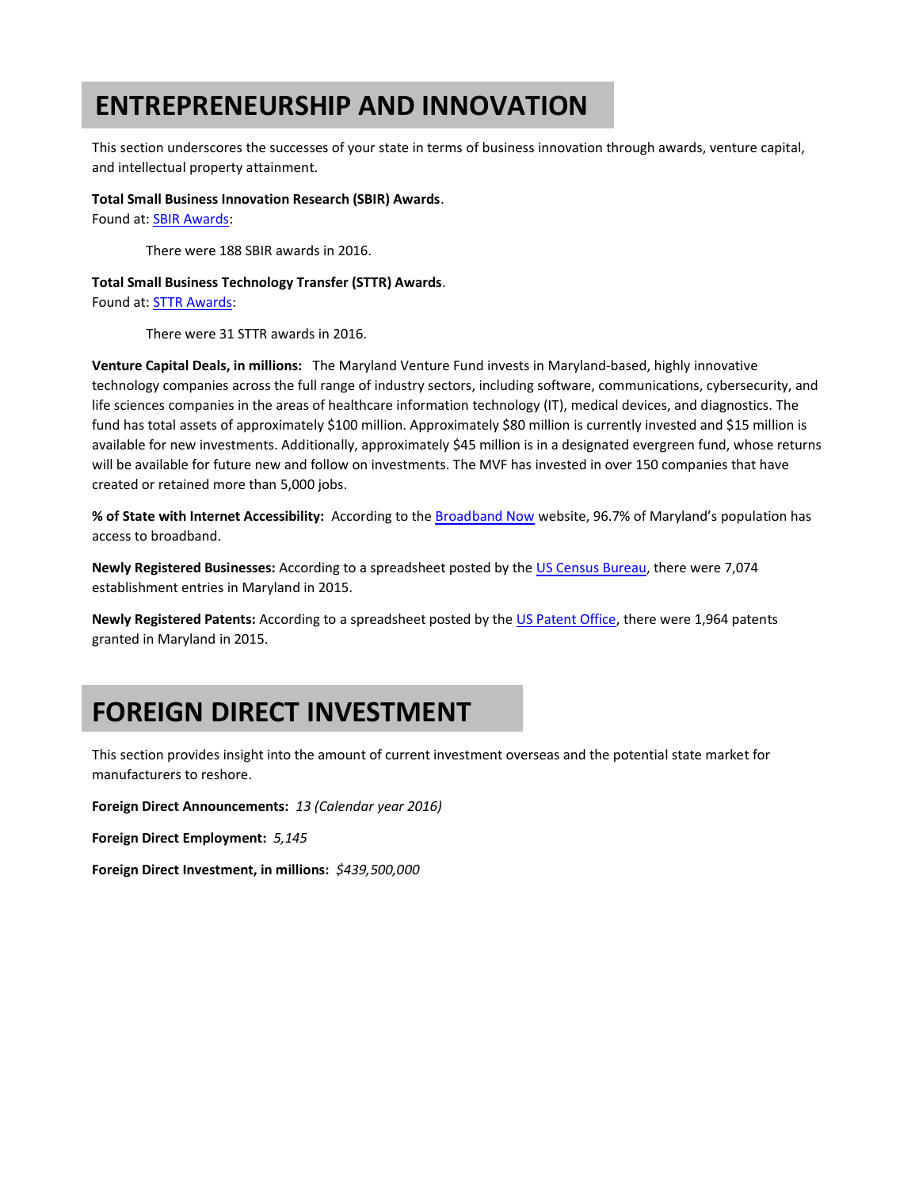# ENTREPRENEURSHIP AND INNOVATION

This section underscores the successes of your state in terms of business innovation through awards, venture capital, and intellectual property attainment.

**Total Small Business Innovation Research (SBIR) Awards**.
Found at: SBIR Awards:

There were 188 SBIR awards in 2016.

**Total Small Business Technology Transfer (STTR) Awards**.
Found at: STTR Awards:

There were 31 STTR awards in 2016.

**Venture Capital Deals, in millions:** The Maryland Venture Fund invests in Maryland-based, highly innovative technology companies across the full range of industry sectors, including software, communications, cybersecurity, and life sciences companies in the areas of healthcare information technology (IT), medical devices, and diagnostics. The fund has total assets of approximately $100 million. Approximately $80 million is currently invested and $15 million is available for new investments. Additionally, approximately $45 million is in a designated evergreen fund, whose returns will be available for future new and follow on investments. The MVF has invested in over 150 companies that have created or retained more than 5,000 jobs.

**% of State with Internet Accessibility:** According to the Broadband Now website, 96.7% of Maryland's population has access to broadband.

**Newly Registered Businesses:** According to a spreadsheet posted by the US Census Bureau, there were 7,074 establishment entries in Maryland in 2015.

**Newly Registered Patents:** According to a spreadsheet posted by the US Patent Office, there were 1,964 patents granted in Maryland in 2015.

# FOREIGN DIRECT INVESTMENT

This section provides insight into the amount of current investment overseas and the potential state market for manufacturers to reshore.

**Foreign Direct Announcements:** *13 (Calendar year 2016)*

**Foreign Direct Employment:** *5,145*

**Foreign Direct Investment, in millions:** *$439,500,000*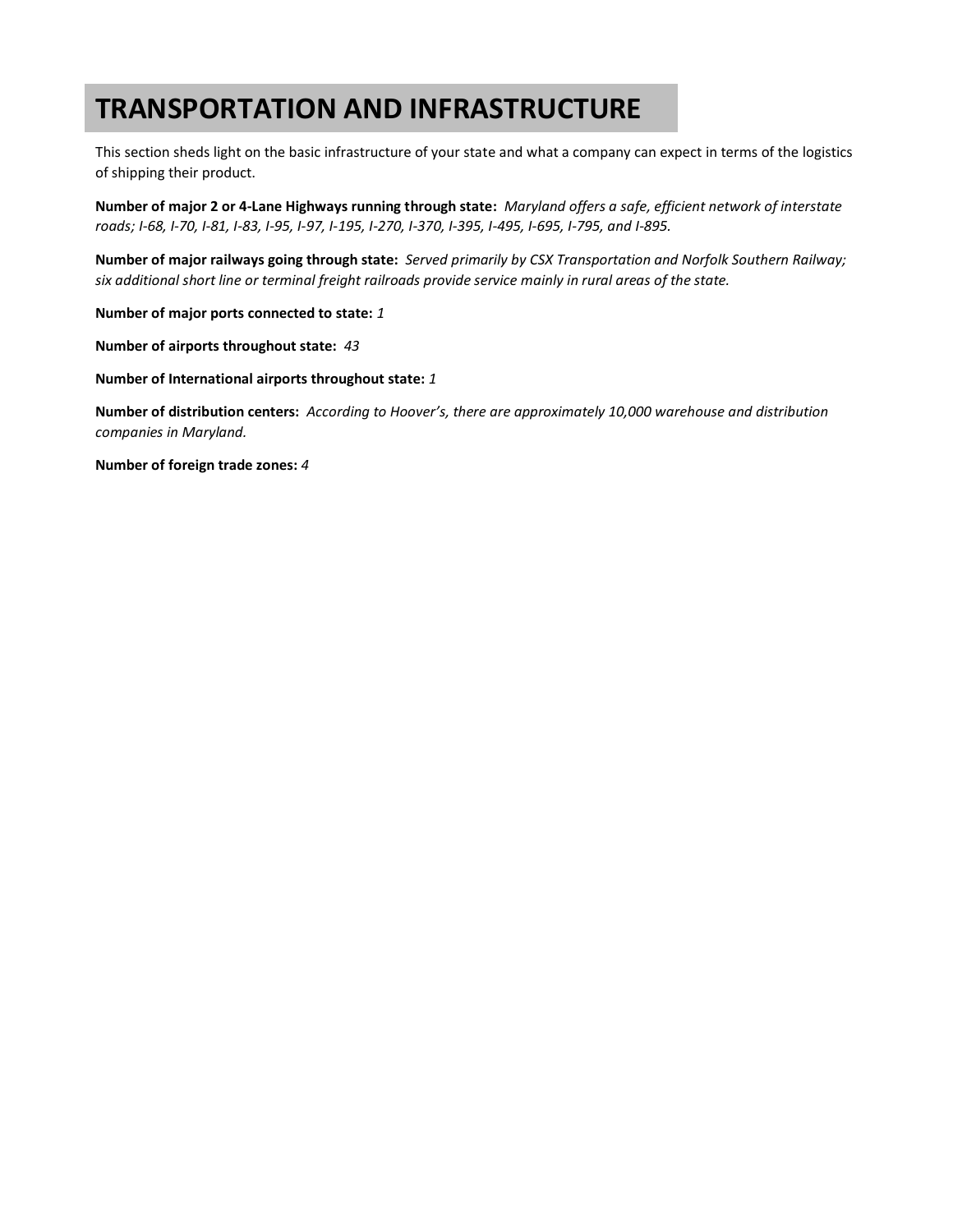# TRANSPORTATION AND INFRASTRUCTURE

This section sheds light on the basic infrastructure of your state and what a company can expect in terms of the logistics of shipping their product.

**Number of major 2 or 4-Lane Highways running through state:** *Maryland offers a safe, efficient network of interstate roads; I-68, I-70, I-81, I-83, I-95, I-97, I-195, I-270, I-370, I-395, I-495, I-695, I-795, and I-895.*

**Number of major railways going through state:** *Served primarily by CSX Transportation and Norfolk Southern Railway; six additional short line or terminal freight railroads provide service mainly in rural areas of the state.*

**Number of major ports connected to state:** *1*

**Number of airports throughout state:** *43*

**Number of International airports throughout state:** *1*

**Number of distribution centers:** *According to Hoover's, there are approximately 10,000 warehouse and distribution companies in Maryland.*

**Number of foreign trade zones:** *4*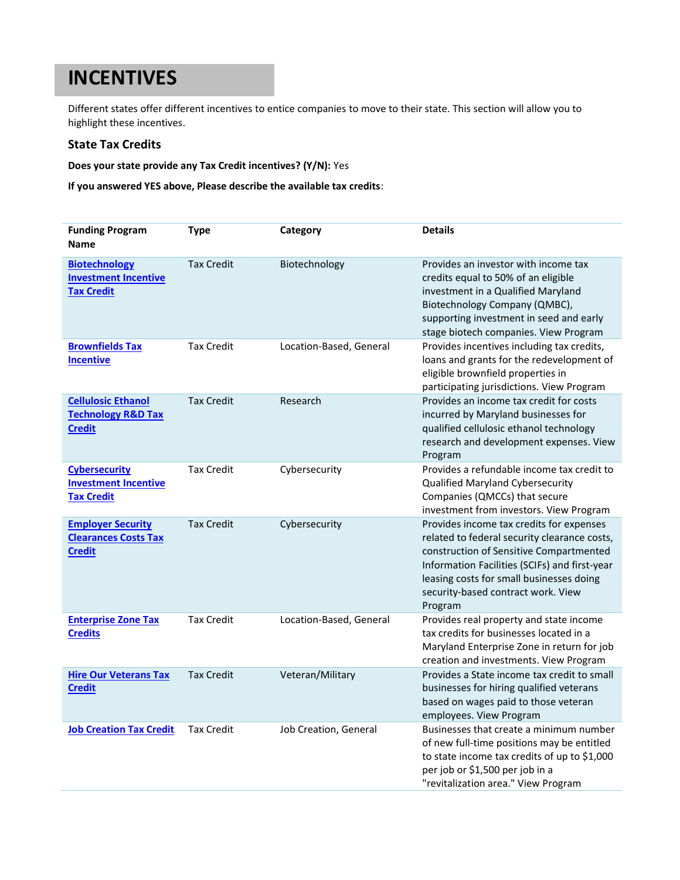# INCENTIVES

Different states offer different incentives to entice companies to move to their state. This section will allow you to highlight these incentives.

### State Tax Credits

**Does your state provide any Tax Credit incentives? (Y/N):** Yes

**If you answered YES above, Please describe the available tax credits**:

| Funding Program Name | Type | Category | Details |
|---|---|---|---|
| **Biotechnology Investment Incentive Tax Credit** | Tax Credit | Biotechnology | Provides an investor with income tax credits equal to 50% of an eligible investment in a Qualified Maryland Biotechnology Company (QMBC), supporting investment in seed and early stage biotech companies. View Program |
| **Brownfields Tax Incentive** | Tax Credit | Location-Based, General | Provides incentives including tax credits, loans and grants for the redevelopment of eligible brownfield properties in participating jurisdictions. View Program |
| **Cellulosic Ethanol Technology R&D Tax Credit** | Tax Credit | Research | Provides an income tax credit for costs incurred by Maryland businesses for qualified cellulosic ethanol technology research and development expenses. View Program |
| **Cybersecurity Investment Incentive Tax Credit** | Tax Credit | Cybersecurity | Provides a refundable income tax credit to Qualified Maryland Cybersecurity Companies (QMCCs) that secure investment from investors. View Program |
| **Employer Security Clearances Costs Tax Credit** | Tax Credit | Cybersecurity | Provides income tax credits for expenses related to federal security clearance costs, construction of Sensitive Compartmented Information Facilities (SCIFs) and first-year leasing costs for small businesses doing security-based contract work. View Program |
| **Enterprise Zone Tax Credits** | Tax Credit | Location-Based, General | Provides real property and state income tax credits for businesses located in a Maryland Enterprise Zone in return for job creation and investments. View Program |
| **Hire Our Veterans Tax Credit** | Tax Credit | Veteran/Military | Provides a State income tax credit to small businesses for hiring qualified veterans based on wages paid to those veteran employees. View Program |
| **Job Creation Tax Credit** | Tax Credit | Job Creation, General | Businesses that create a minimum number of new full-time positions may be entitled to state income tax credits of up to $1,000 per job or $1,500 per job in a "revitalization area." View Program |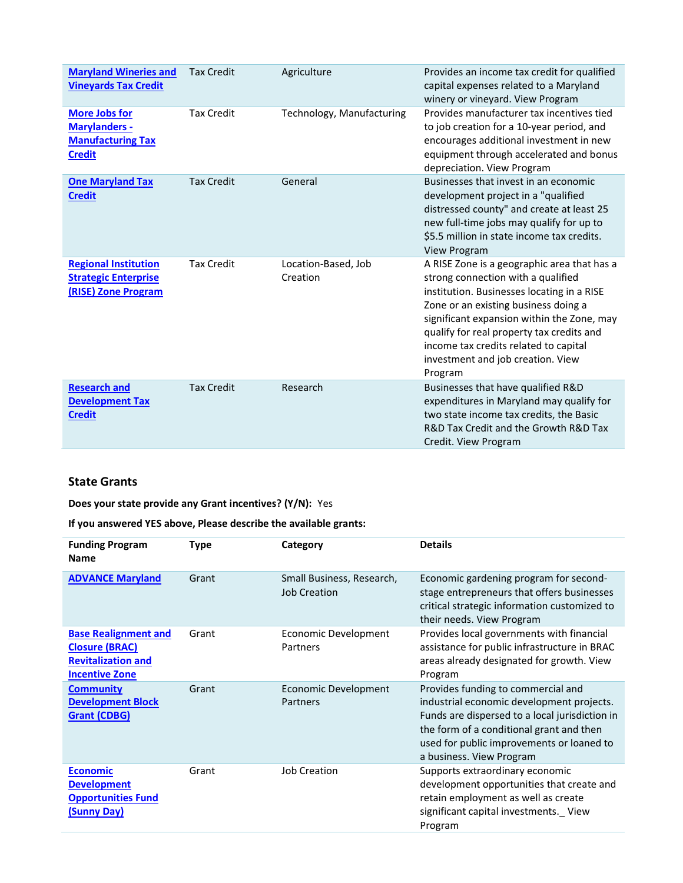| | | | |
|---|---|---|---|
| **Maryland Wineries and Vineyards Tax Credit** | Tax Credit | Agriculture | Provides an income tax credit for qualified capital expenses related to a Maryland winery or vineyard. View Program |
| **More Jobs for Marylanders - Manufacturing Tax Credit** | Tax Credit | Technology, Manufacturing | Provides manufacturer tax incentives tied to job creation for a 10-year period, and encourages additional investment in new equipment through accelerated and bonus depreciation. View Program |
| **One Maryland Tax Credit** | Tax Credit | General | Businesses that invest in an economic development project in a "qualified distressed county" and create at least 25 new full-time jobs may qualify for up to $5.5 million in state income tax credits. View Program |
| **Regional Institution Strategic Enterprise (RISE) Zone Program** | Tax Credit | Location-Based, Job Creation | A RISE Zone is a geographic area that has a strong connection with a qualified institution. Businesses locating in a RISE Zone or an existing business doing a significant expansion within the Zone, may qualify for real property tax credits and income tax credits related to capital investment and job creation. View Program |
| **Research and Development Tax Credit** | Tax Credit | Research | Businesses that have qualified R&D expenditures in Maryland may qualify for two state income tax credits, the Basic R&D Tax Credit and the Growth R&D Tax Credit. View Program |

## State Grants

**Does your state provide any Grant incentives? (Y/N):** Yes

**If you answered YES above, Please describe the available grants:**

| Funding Program Name | Type | Category | Details |
|---|---|---|---|
| **ADVANCE Maryland** | Grant | Small Business, Research, Job Creation | Economic gardening program for second-stage entrepreneurs that offers businesses critical strategic information customized to their needs. View Program |
| **Base Realignment and Closure (BRAC) Revitalization and Incentive Zone** | Grant | Economic Development Partners | Provides local governments with financial assistance for public infrastructure in BRAC areas already designated for growth. View Program |
| **Community Development Block Grant (CDBG)** | Grant | Economic Development Partners | Provides funding to commercial and industrial economic development projects. Funds are dispersed to a local jurisdiction in the form of a conditional grant and then used for public improvements or loaned to a business. View Program |
| **Economic Development Opportunities Fund (Sunny Day)** | Grant | Job Creation | Supports extraordinary economic development opportunities that create and retain employment as well as create significant capital investments._ View Program |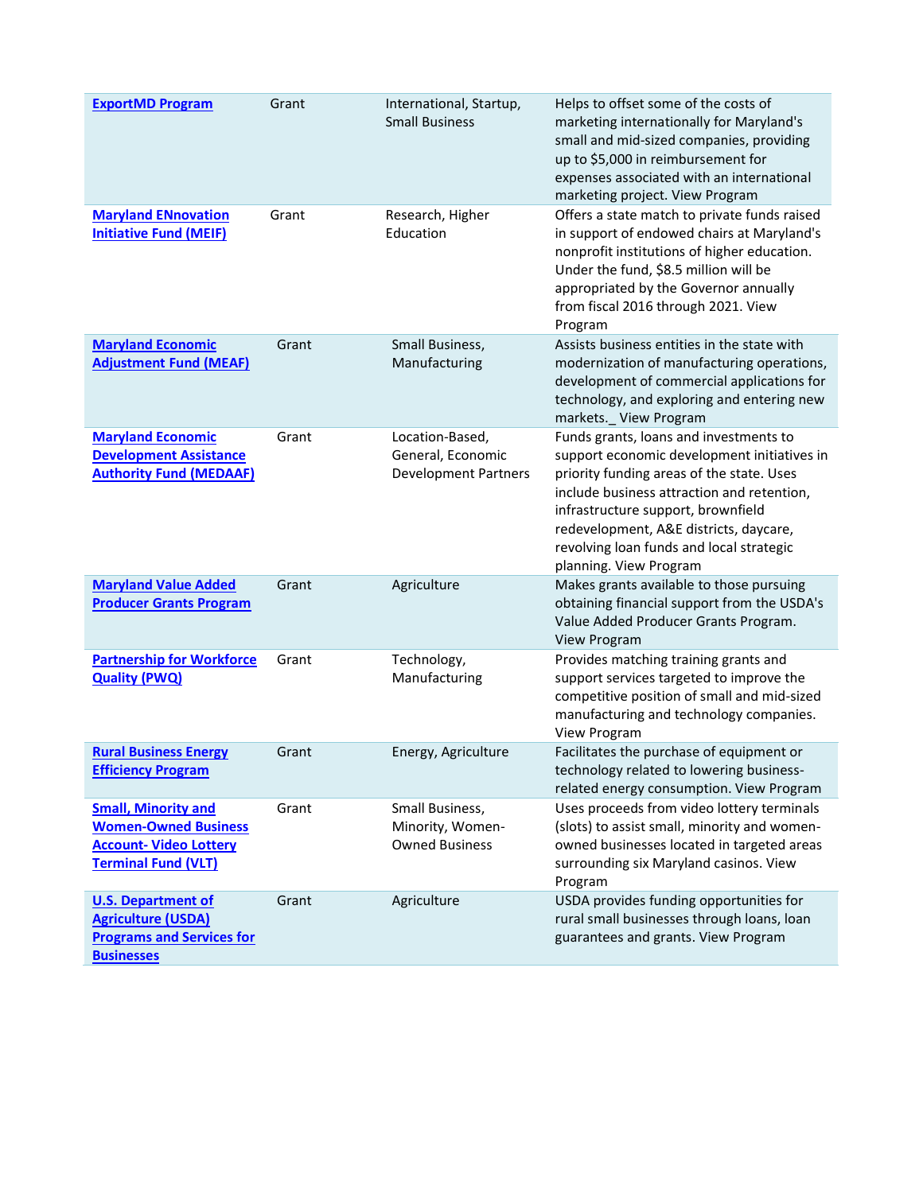| Program | Type | Category | Description |
|---|---|---|---|
| **ExportMD Program** | Grant | International, Startup, Small Business | Helps to offset some of the costs of marketing internationally for Maryland's small and mid-sized companies, providing up to $5,000 in reimbursement for expenses associated with an international marketing project. View Program |
| **Maryland ENnovation Initiative Fund (MEIF)** | Grant | Research, Higher Education | Offers a state match to private funds raised in support of endowed chairs at Maryland's nonprofit institutions of higher education. Under the fund, $8.5 million will be appropriated by the Governor annually from fiscal 2016 through 2021. View Program |
| **Maryland Economic Adjustment Fund (MEAF)** | Grant | Small Business, Manufacturing | Assists business entities in the state with modernization of manufacturing operations, development of commercial applications for technology, and exploring and entering new markets._ View Program |
| **Maryland Economic Development Assistance Authority Fund (MEDAAF)** | Grant | Location-Based, General, Economic Development Partners | Funds grants, loans and investments to support economic development initiatives in priority funding areas of the state. Uses include business attraction and retention, infrastructure support, brownfield redevelopment, A&E districts, daycare, revolving loan funds and local strategic planning. View Program |
| **Maryland Value Added Producer Grants Program** | Grant | Agriculture | Makes grants available to those pursuing obtaining financial support from the USDA's Value Added Producer Grants Program. View Program |
| **Partnership for Workforce Quality (PWQ)** | Grant | Technology, Manufacturing | Provides matching training grants and support services targeted to improve the competitive position of small and mid-sized manufacturing and technology companies. View Program |
| **Rural Business Energy Efficiency Program** | Grant | Energy, Agriculture | Facilitates the purchase of equipment or technology related to lowering business-related energy consumption. View Program |
| **Small, Minority and Women-Owned Business Account- Video Lottery Terminal Fund (VLT)** | Grant | Small Business, Minority, Women-Owned Business | Uses proceeds from video lottery terminals (slots) to assist small, minority and women-owned businesses located in targeted areas surrounding six Maryland casinos. View Program |
| **U.S. Department of Agriculture (USDA) Programs and Services for Businesses** | Grant | Agriculture | USDA provides funding opportunities for rural small businesses through loans, loan guarantees and grants. View Program |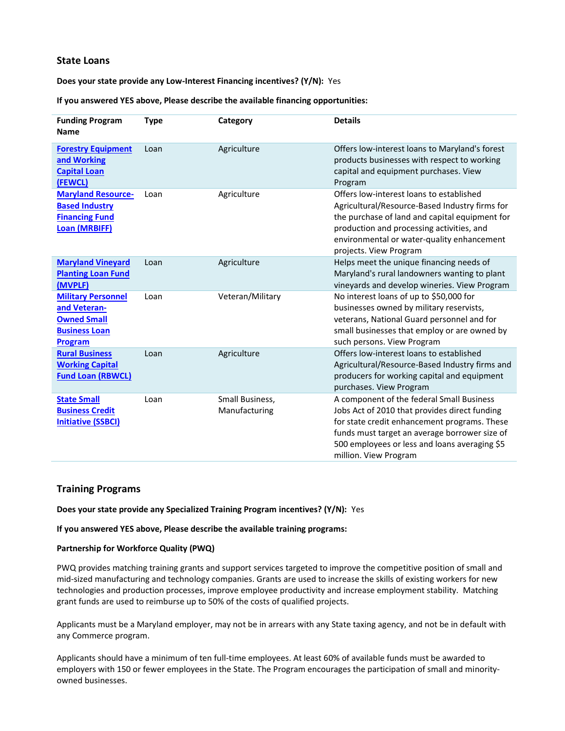### State Loans

**Does your state provide any Low-Interest Financing incentives? (Y/N):** Yes

**If you answered YES above, Please describe the available financing opportunities:**

| Funding Program Name | Type | Category | Details |
|---|---|---|---|
| [Forestry Equipment and Working Capital Loan (FEWCL)]() | Loan | Agriculture | Offers low-interest loans to Maryland's forest products businesses with respect to working capital and equipment purchases. View Program |
| [Maryland Resource-Based Industry Financing Fund Loan (MRBIFF)]() | Loan | Agriculture | Offers low-interest loans to established Agricultural/Resource-Based Industry firms for the purchase of land and capital equipment for production and processing activities, and environmental or water-quality enhancement projects. View Program |
| [Maryland Vineyard Planting Loan Fund (MVPLF)]() | Loan | Agriculture | Helps meet the unique financing needs of Maryland's rural landowners wanting to plant vineyards and develop wineries. View Program |
| [Military Personnel and Veteran-Owned Small Business Loan Program]() | Loan | Veteran/Military | No interest loans of up to $50,000 for businesses owned by military reservists, veterans, National Guard personnel and for small businesses that employ or are owned by such persons. View Program |
| [Rural Business Working Capital Fund Loan (RBWCL)]() | Loan | Agriculture | Offers low-interest loans to established Agricultural/Resource-Based Industry firms and producers for working capital and equipment purchases. View Program |
| [State Small Business Credit Initiative (SSBCI)]() | Loan | Small Business, Manufacturing | A component of the federal Small Business Jobs Act of 2010 that provides direct funding for state credit enhancement programs. These funds must target an average borrower size of 500 employees or less and loans averaging $5 million. View Program |

### Training Programs

**Does your state provide any Specialized Training Program incentives? (Y/N):** Yes

**If you answered YES above, Please describe the available training programs:**

**Partnership for Workforce Quality (PWQ)**

PWQ provides matching training grants and support services targeted to improve the competitive position of small and mid-sized manufacturing and technology companies. Grants are used to increase the skills of existing workers for new technologies and production processes, improve employee productivity and increase employment stability. Matching grant funds are used to reimburse up to 50% of the costs of qualified projects.

Applicants must be a Maryland employer, may not be in arrears with any State taxing agency, and not be in default with any Commerce program.

Applicants should have a minimum of ten full-time employees. At least 60% of available funds must be awarded to employers with 150 or fewer employees in the State. The Program encourages the participation of small and minority-owned businesses.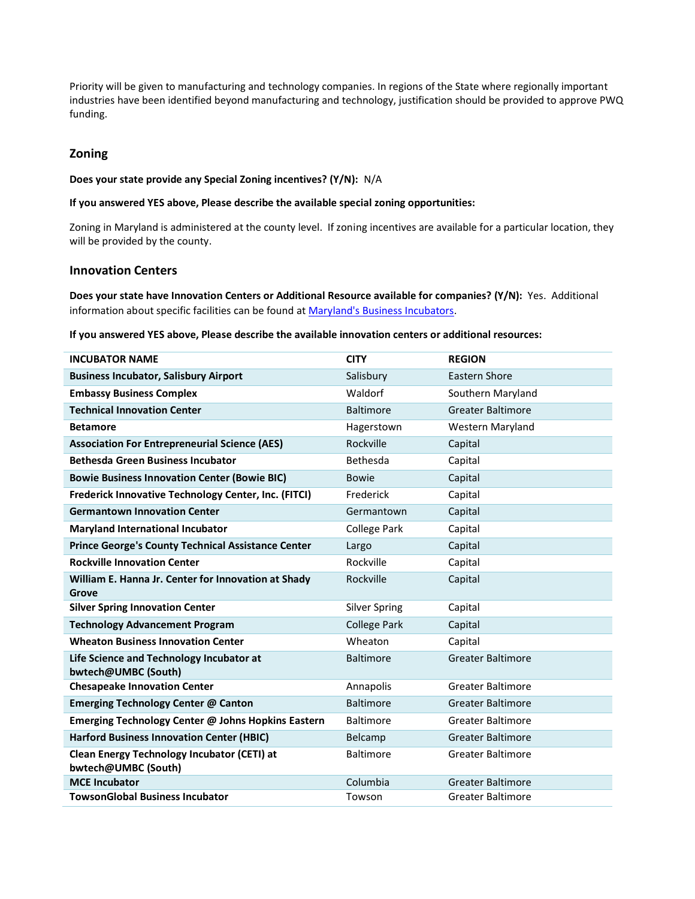Priority will be given to manufacturing and technology companies. In regions of the State where regionally important industries have been identified beyond manufacturing and technology, justification should be provided to approve PWQ funding.

## Zoning

**Does your state provide any Special Zoning incentives? (Y/N):** N/A

**If you answered YES above, Please describe the available special zoning opportunities:**

Zoning in Maryland is administered at the county level. If zoning incentives are available for a particular location, they will be provided by the county.

## Innovation Centers

**Does your state have Innovation Centers or Additional Resource available for companies? (Y/N):** Yes. Additional information about specific facilities can be found at [Maryland's Business Incubators](#).

**If you answered YES above, Please describe the available innovation centers or additional resources:**

| INCUBATOR NAME | CITY | REGION |
|---|---|---|
| **Business Incubator, Salisbury Airport** | Salisbury | Eastern Shore |
| **Embassy Business Complex** | Waldorf | Southern Maryland |
| **Technical Innovation Center** | Baltimore | Greater Baltimore |
| **Betamore** | Hagerstown | Western Maryland |
| **Association For Entrepreneurial Science (AES)** | Rockville | Capital |
| **Bethesda Green Business Incubator** | Bethesda | Capital |
| **Bowie Business Innovation Center (Bowie BIC)** | Bowie | Capital |
| **Frederick Innovative Technology Center, Inc. (FITCI)** | Frederick | Capital |
| **Germantown Innovation Center** | Germantown | Capital |
| **Maryland International Incubator** | College Park | Capital |
| **Prince George's County Technical Assistance Center** | Largo | Capital |
| **Rockville Innovation Center** | Rockville | Capital |
| **William E. Hanna Jr. Center for Innovation at Shady Grove** | Rockville | Capital |
| **Silver Spring Innovation Center** | Silver Spring | Capital |
| **Technology Advancement Program** | College Park | Capital |
| **Wheaton Business Innovation Center** | Wheaton | Capital |
| **Life Science and Technology Incubator at bwtech@UMBC (South)** | Baltimore | Greater Baltimore |
| **Chesapeake Innovation Center** | Annapolis | Greater Baltimore |
| **Emerging Technology Center @ Canton** | Baltimore | Greater Baltimore |
| **Emerging Technology Center @ Johns Hopkins Eastern** | Baltimore | Greater Baltimore |
| **Harford Business Innovation Center (HBIC)** | Belcamp | Greater Baltimore |
| **Clean Energy Technology Incubator (CETI) at bwtech@UMBC (South)** | Baltimore | Greater Baltimore |
| **MCE Incubator** | Columbia | Greater Baltimore |
| **TowsonGlobal Business Incubator** | Towson | Greater Baltimore |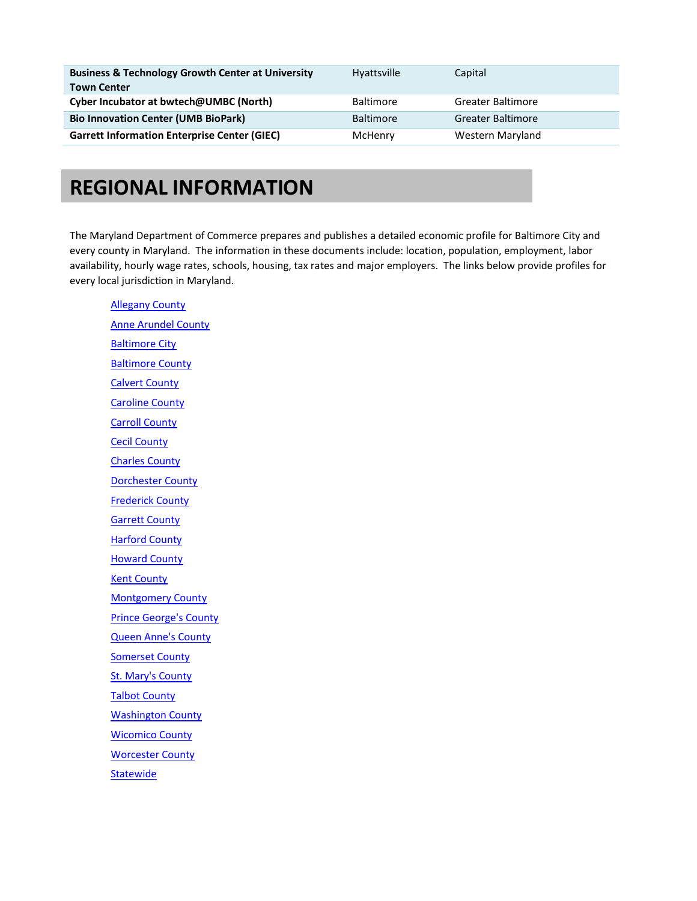| | | |
|---|---|---|
| **Business & Technology Growth Center at University Town Center** | Hyattsville | Capital |
| **Cyber Incubator at bwtech@UMBC (North)** | Baltimore | Greater Baltimore |
| **Bio Innovation Center (UMB BioPark)** | Baltimore | Greater Baltimore |
| **Garrett Information Enterprise Center (GIEC)** | McHenry | Western Maryland |

# REGIONAL INFORMATION

The Maryland Department of Commerce prepares and publishes a detailed economic profile for Baltimore City and every county in Maryland. The information in these documents include: location, population, employment, labor availability, hourly wage rates, schools, housing, tax rates and major employers. The links below provide profiles for every local jurisdiction in Maryland.

- Allegany County
- Anne Arundel County
- Baltimore City
- Baltimore County
- Calvert County
- Caroline County
- Carroll County
- Cecil County
- Charles County
- Dorchester County
- Frederick County
- Garrett County
- Harford County
- Howard County
- Kent County
- Montgomery County
- Prince George's County
- Queen Anne's County
- Somerset County
- St. Mary's County
- Talbot County
- Washington County
- Wicomico County
- Worcester County
- Statewide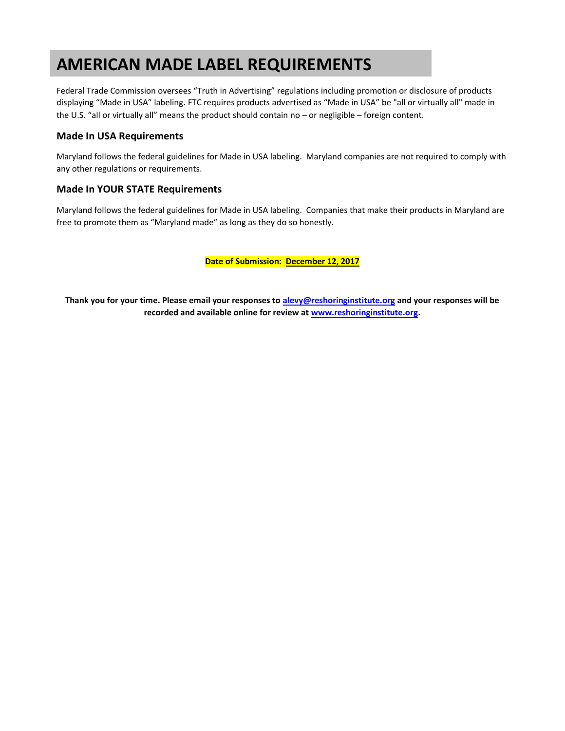# AMERICAN MADE LABEL REQUIREMENTS

Federal Trade Commission oversees "Truth in Advertising" regulations including promotion or disclosure of products displaying "Made in USA" labeling. FTC requires products advertised as "Made in USA" be "all or virtually all" made in the U.S. "all or virtually all" means the product should contain no – or negligible – foreign content.

### Made In USA Requirements

Maryland follows the federal guidelines for Made in USA labeling. Maryland companies are not required to comply with any other regulations or requirements.

### Made In YOUR STATE Requirements

Maryland follows the federal guidelines for Made in USA labeling. Companies that make their products in Maryland are free to promote them as "Maryland made" as long as they do so honestly.

**Date of Submission: December 12, 2017**

**Thank you for your time. Please email your responses to alevy@reshoringinstitute.org and your responses will be recorded and available online for review at www.reshoringinstitute.org.**